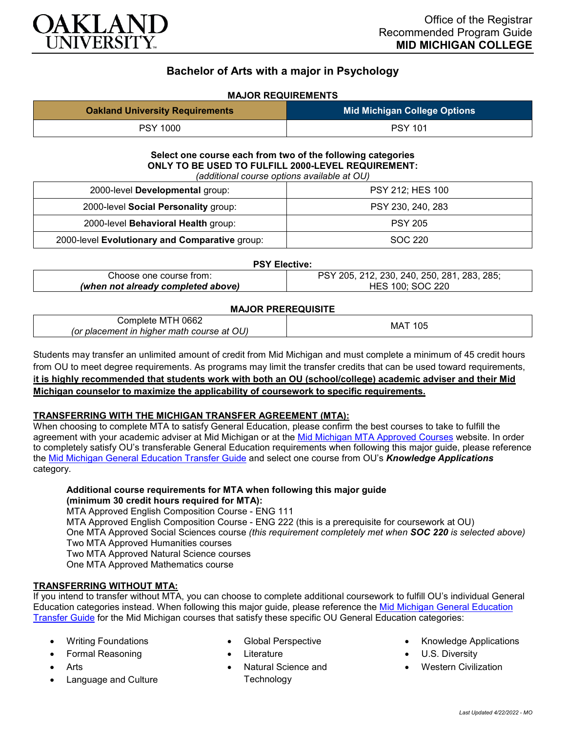Office of the Registrar
Recommended Program Guide
**MID MICHIGAN COLLEGE**

# Bachelor of Arts with a major in Psychology

## MAJOR REQUIREMENTS

| Oakland University Requirements | Mid Michigan College Options |
|---|---|
| PSY 1000 | PSY 101 |

**Select one course each from two of the following categories**
**ONLY TO BE USED TO FULFILL 2000-LEVEL REQUIREMENT:**
*(additional course options available at OU)*

| | |
|---|---|
| 2000-level **Developmental** group: | PSY 212; HES 100 |
| 2000-level **Social Personality** group: | PSY 230, 240, 283 |
| 2000-level **Behavioral Health** group: | PSY 205 |
| 2000-level **Evolutionary and Comparative** group: | SOC 220 |

**PSY Elective:**

| | |
|---|---|
| Choose one course from: ***(when not already completed above)*** | PSY 205, 212, 230, 240, 250, 281, 283, 285; HES 100; SOC 220 |

**MAJOR PREREQUISITE**

| | |
|---|---|
| Complete MTH 0662 *(or placement in higher math course at OU)* | MAT 105 |

Students may transfer an unlimited amount of credit from Mid Michigan and must complete a minimum of 45 credit hours from OU to meet degree requirements. As programs may limit the transfer credits that can be used toward requirements, **it is highly recommended that students work with both an OU (school/college) academic adviser and their Mid Michigan counselor to maximize the applicability of coursework to specific requirements.**

### TRANSFERRING WITH THE MICHIGAN TRANSFER AGREEMENT (MTA):

When choosing to complete MTA to satisfy General Education, please confirm the best courses to take to fulfill the agreement with your academic adviser at Mid Michigan or at the Mid Michigan MTA Approved Courses website. In order to completely satisfy OU's transferable General Education requirements when following this major guide, please reference the Mid Michigan General Education Transfer Guide and select one course from OU's ***Knowledge Applications*** category.

**Additional course requirements for MTA when following this major guide (minimum 30 credit hours required for MTA):**
MTA Approved English Composition Course - ENG 111
MTA Approved English Composition Course - ENG 222 (this is a prerequisite for coursework at OU)
One MTA Approved Social Sciences course *(this requirement completely met when **SOC 220** is selected above)*
Two MTA Approved Humanities courses
Two MTA Approved Natural Science courses
One MTA Approved Mathematics course

### TRANSFERRING WITHOUT MTA:

If you intend to transfer without MTA, you can choose to complete additional coursework to fulfill OU's individual General Education categories instead. When following this major guide, please reference the Mid Michigan General Education Transfer Guide for the Mid Michigan courses that satisfy these specific OU General Education categories:

- Writing Foundations
- Formal Reasoning
- Arts
- Language and Culture
- Global Perspective
- Literature
- Natural Science and Technology
- Knowledge Applications
- U.S. Diversity
- Western Civilization

*Last Updated 4/22/2022 - MO*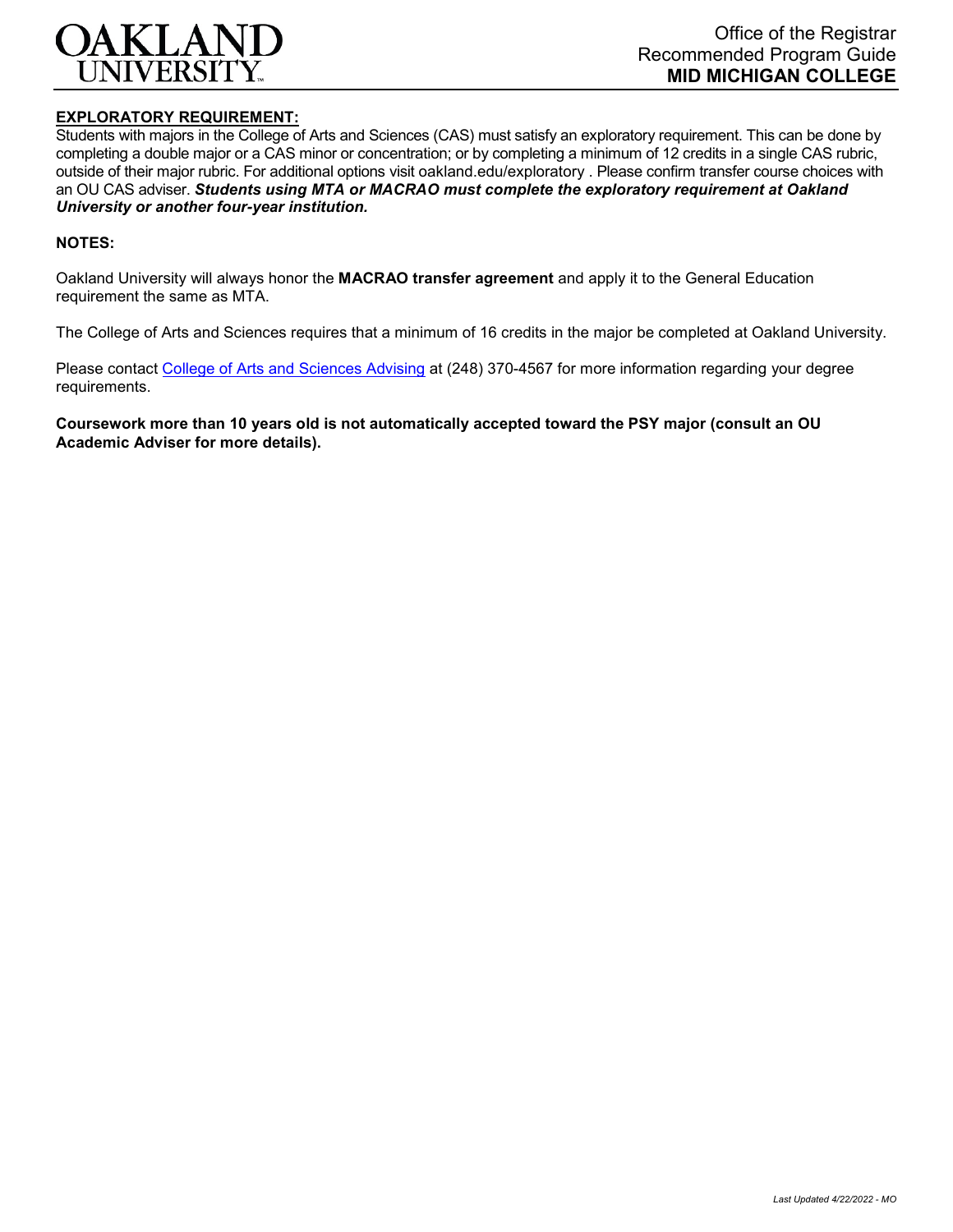**EXPLORATORY REQUIREMENT:**

Students with majors in the College of Arts and Sciences (CAS) must satisfy an exploratory requirement. This can be done by completing a double major or a CAS minor or concentration; or by completing a minimum of 12 credits in a single CAS rubric, outside of their major rubric. For additional options visit oakland.edu/exploratory . Please confirm transfer course choices with an OU CAS adviser. ***Students using MTA or MACRAO must complete the exploratory requirement at Oakland University or another four-year institution.***

**NOTES:**

Oakland University will always honor the **MACRAO transfer agreement** and apply it to the General Education requirement the same as MTA.

The College of Arts and Sciences requires that a minimum of 16 credits in the major be completed at Oakland University.

Please contact College of Arts and Sciences Advising at (248) 370-4567 for more information regarding your degree requirements.

**Coursework more than 10 years old is not automatically accepted toward the PSY major (consult an OU Academic Adviser for more details).**

*Last Updated 4/22/2022 - MO*